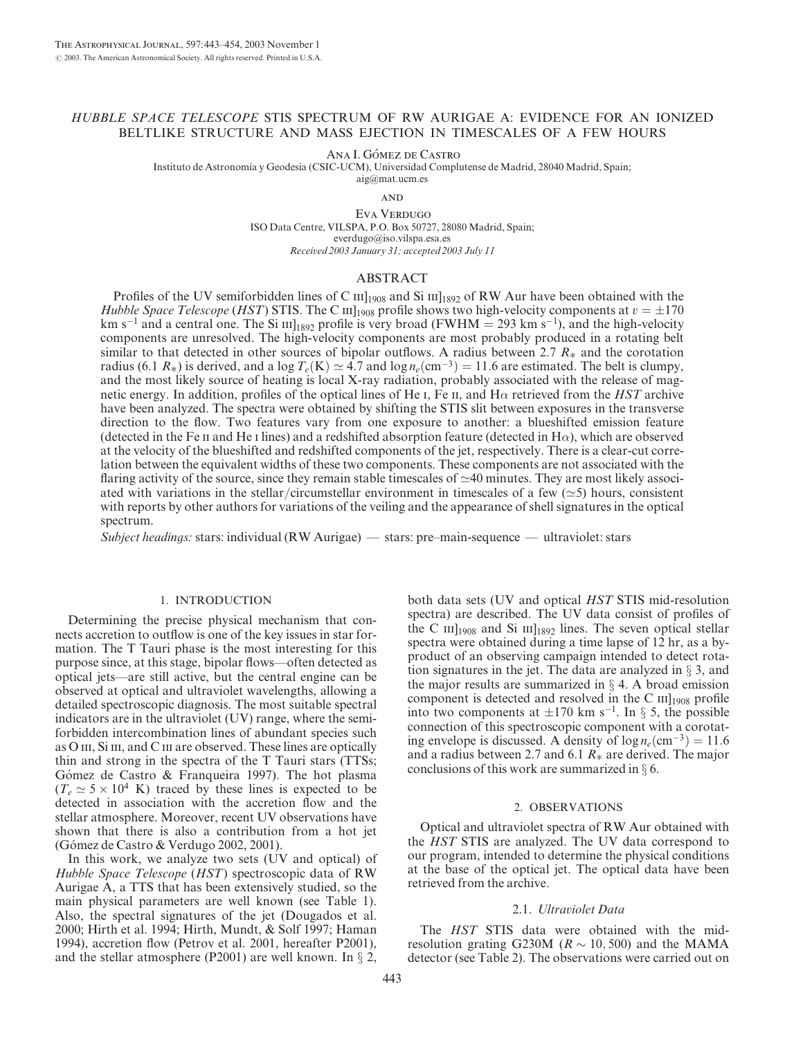# *HUBBLE SPACE TELESCOPE* STIS SPECTRUM OF RW AURIGAE A: EVIDENCE FOR AN IONIZED BELTLIKE STRUCTURE AND MASS EJECTION IN TIMESCALES OF A FEW HOURS

Ana I. Gómez de Castro

Instituto de Astronomía y Geodesia (CSIC-UCM), Universidad Complutense de Madrid, 28040 Madrid, Spain; aig@mat.ucm.es

AND

Eva Verdugo

ISO Data Centre, VILSPA, P.O. Box 50727, 28080 Madrid, Spain; everdugo@iso.vilspa.esa.es

*Received 2003 January 31; accepted 2003 July 11*

## ABSTRACT

Profiles of the UV semiforbidden lines of C III]$_{1908}$ and Si III]$_{1892}$ of RW Aur have been obtained with the *Hubble Space Telescope* (*HST*) STIS. The C III]$_{1908}$ profile shows two high-velocity components at $v = \pm 170$ km s$^{-1}$ and a central one. The Si III]$_{1892}$ profile is very broad (FWHM = 293 km s$^{-1}$), and the high-velocity components are unresolved. The high-velocity components are most probably produced in a rotating belt similar to that detected in other sources of bipolar outflows. A radius between 2.7 $R_*$ and the corotation radius (6.1 $R_*$) is derived, and a $\log T_e(\mathrm{K}) \simeq 4.7$ and $\log n_e(\mathrm{cm}^{-3}) = 11.6$ are estimated. The belt is clumpy, and the most likely source of heating is local X-ray radiation, probably associated with the release of magnetic energy. In addition, profiles of the optical lines of He I, Fe II, and H$\alpha$ retrieved from the *HST* archive have been analyzed. The spectra were obtained by shifting the STIS slit between exposures in the transverse direction to the flow. Two features vary from one exposure to another: a blueshifted emission feature (detected in the Fe II and He I lines) and a redshifted absorption feature (detected in H$\alpha$), which are observed at the velocity of the blueshifted and redshifted components of the jet, respectively. There is a clear-cut correlation between the equivalent widths of these two components. These components are not associated with the flaring activity of the source, since they remain stable timescales of $\simeq$40 minutes. They are most likely associated with variations in the stellar/circumstellar environment in timescales of a few ($\simeq$5) hours, consistent with reports by other authors for variations of the veiling and the appearance of shell signatures in the optical spectrum.

*Subject headings:* stars: individual (RW Aurigae) — stars: pre–main-sequence — ultraviolet: stars

## 1. INTRODUCTION

Determining the precise physical mechanism that connects accretion to outflow is one of the key issues in star formation. The T Tauri phase is the most interesting for this purpose since, at this stage, bipolar flows—often detected as optical jets—are still active, but the central engine can be observed at optical and ultraviolet wavelengths, allowing a detailed spectroscopic diagnosis. The most suitable spectral indicators are in the ultraviolet (UV) range, where the semiforbidden intercombination lines of abundant species such as O III, Si III, and C III are observed. These lines are optically thin and strong in the spectra of the T Tauri stars (TTSs; Gómez de Castro & Franqueira 1997). The hot plasma ($T_e \simeq 5 \times 10^4$ K) traced by these lines is expected to be detected in association with the accretion flow and the stellar atmosphere. Moreover, recent UV observations have shown that there is also a contribution from a hot jet (Gómez de Castro & Verdugo 2002, 2001).

In this work, we analyze two sets (UV and optical) of *Hubble Space Telescope* (*HST*) spectroscopic data of RW Aurigae A, a TTS that has been extensively studied, so the main physical parameters are well known (see Table 1). Also, the spectral signatures of the jet (Dougados et al. 2000; Hirth et al. 1994; Hirth, Mundt, & Solf 1997; Haman 1994), accretion flow (Petrov et al. 2001, hereafter P2001), and the stellar atmosphere (P2001) are well known. In § 2, both data sets (UV and optical *HST* STIS mid-resolution spectra) are described. The UV data consist of profiles of the C III]$_{1908}$ and Si III]$_{1892}$ lines. The seven optical stellar spectra were obtained during a time lapse of 12 hr, as a byproduct of an observing campaign intended to detect rotation signatures in the jet. The data are analyzed in § 3, and the major results are summarized in § 4. A broad emission component is detected and resolved in the C III]$_{1908}$ profile into two components at $\pm$170 km s$^{-1}$. In § 5, the possible connection of this spectroscopic component with a corotating envelope is discussed. A density of $\log n_e(\mathrm{cm}^{-3}) = 11.6$ and a radius between 2.7 and 6.1 $R_*$ are derived. The major conclusions of this work are summarized in § 6.

## 2. OBSERVATIONS

Optical and ultraviolet spectra of RW Aur obtained with the *HST* STIS are analyzed. The UV data correspond to our program, intended to determine the physical conditions at the base of the optical jet. The optical data have been retrieved from the archive.

### 2.1. *Ultraviolet Data*

The *HST* STIS data were obtained with the mid-resolution grating G230M ($R \sim 10{,}500$) and the MAMA detector (see Table 2). The observations were carried out on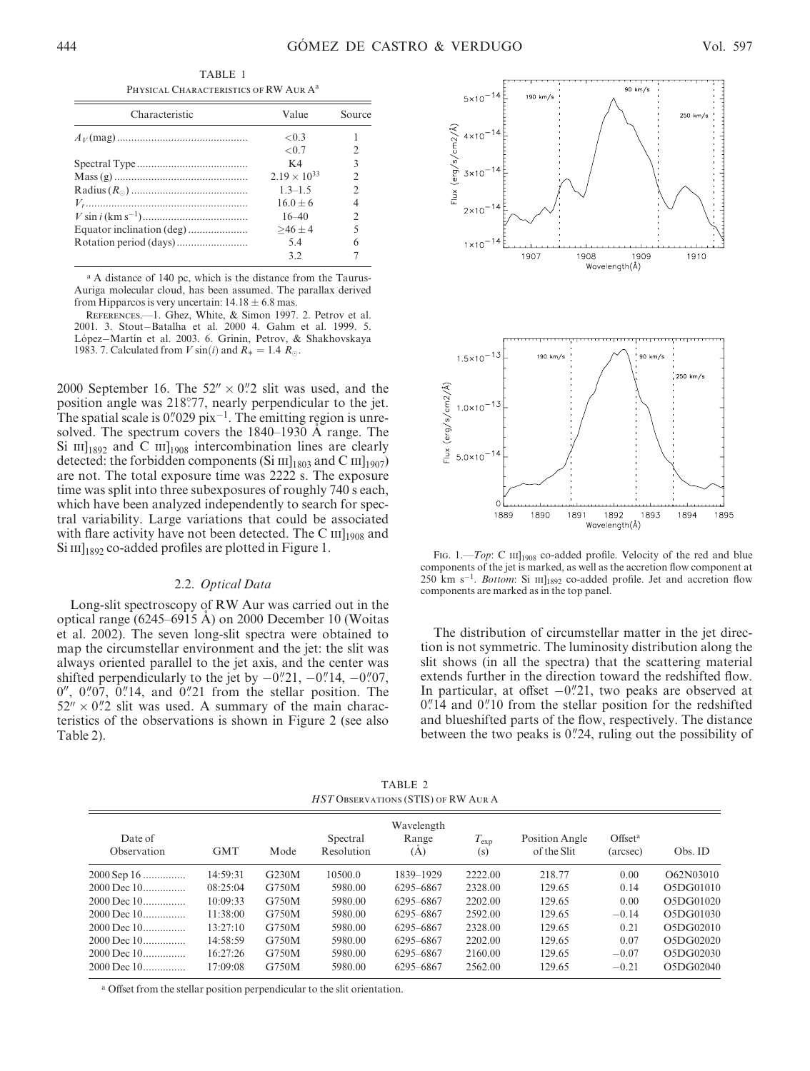TABLE 1

Physical Characteristics of RW Aur A[a]

| Characteristic | Value | Source |
|---|---|---|
| $A_V$ (mag) | <0.3 | 1 |
|  | <0.7 | 2 |
| Spectral Type | K4 | 3 |
| Mass (g) | $2.19 \times 10^{33}$ | 2 |
| Radius ($R_\odot$) | 1.3–1.5 | 2 |
| $V_r$ | $16.0 \pm 6$ | 4 |
| $V \sin i$ (km s$^{-1}$) | 16–40 | 2 |
| Equator inclination (deg) | $\geq 46 \pm 4$ | 5 |
| Rotation period (days) | 5.4 | 6 |
|  | 3.2 | 7 |

[a] A distance of 140 pc, which is the distance from the Taurus-Auriga molecular cloud, has been assumed. The parallax derived from Hipparcos is very uncertain: $14.18 \pm 6.8$ mas.

References.—1. Ghez, White, & Simon 1997. 2. Petrov et al. 2001. 3. Stout–Batalha et al. 2000 4. Gahm et al. 1999. 5. López–Martín et al. 2003. 6. Grinin, Petrov, & Shakhovskaya 1983. 7. Calculated from $V \sin(i)$ and $R_* = 1.4\ R_\odot$.

2000 September 16. The $52'' \times 0''.2$ slit was used, and the position angle was 218°.77, nearly perpendicular to the jet. The spatial scale is $0''.029$ pix$^{-1}$. The emitting region is unresolved. The spectrum covers the 1840–1930 Å range. The Si III]$_{1892}$ and C III]$_{1908}$ intercombination lines are clearly detected: the forbidden components (Si III]$_{1803}$ and C III]$_{1907}$) are not. The total exposure time was 2222 s. The exposure time was split into three subexposures of roughly 740 s each, which have been analyzed independently to search for spectral variability. Large variations that could be associated with flare activity have not been detected. The C III]$_{1908}$ and Si III]$_{1892}$ co-added profiles are plotted in Figure 1.

### 2.2. *Optical Data*

Long-slit spectroscopy of RW Aur was carried out in the optical range (6245–6915 Å) on 2000 December 10 (Woitas et al. 2002). The seven long-slit spectra were obtained to map the circumstellar environment and the jet: the slit was always oriented parallel to the jet axis, and the center was shifted perpendicularly to the jet by $-0''.21$, $-0''.14$, $-0''.07$, $0''$, $0''.07$, $0''.14$, and $0''.21$ from the stellar position. The $52'' \times 0''.2$ slit was used. A summary of the main characteristics of the observations is shown in Figure 2 (see also Table 2).

Fig. 1.—*Top*: C III]$_{1908}$ co-added profile. Velocity of the red and blue components of the jet is marked, as well as the accretion flow component at 250 km s$^{-1}$. *Bottom*: Si III]$_{1892}$ co-added profile. Jet and accretion flow components are marked as in the top panel.

The distribution of circumstellar matter in the jet direction is not symmetric. The luminosity distribution along the slit shows (in all the spectra) that the scattering material extends further in the direction toward the redshifted flow. In particular, at offset $-0''.21$, two peaks are observed at $0''.14$ and $0''.10$ from the stellar position for the redshifted and blueshifted parts of the flow, respectively. The distance between the two peaks is $0''.24$, ruling out the possibility of

TABLE 2

*HST* Observations (STIS) of RW Aur A

| Date of Observation | GMT | Mode | Spectral Resolution | Wavelength Range (Å) | $T_{\rm exp}$ (s) | Position Angle of the Slit | Offset[a] (arcsec) | Obs. ID |
|---|---|---|---|---|---|---|---|---|
| 2000 Sep 16 | 14:59:31 | G230M | 10500.0 | 1839–1929 | 2222.00 | 218.77 | 0.00 | O62N03010 |
| 2000 Dec 10 | 08:25:04 | G750M | 5980.00 | 6295–6867 | 2328.00 | 129.65 | 0.14 | O5DG01010 |
| 2000 Dec 10 | 10:09:33 | G750M | 5980.00 | 6295–6867 | 2202.00 | 129.65 | 0.00 | O5DG01020 |
| 2000 Dec 10 | 11:38:00 | G750M | 5980.00 | 6295–6867 | 2592.00 | 129.65 | −0.14 | O5DG01030 |
| 2000 Dec 10 | 13:27:10 | G750M | 5980.00 | 6295–6867 | 2328.00 | 129.65 | 0.21 | O5DG02010 |
| 2000 Dec 10 | 14:58:59 | G750M | 5980.00 | 6295–6867 | 2202.00 | 129.65 | 0.07 | O5DG02020 |
| 2000 Dec 10 | 16:27:26 | G750M | 5980.00 | 6295–6867 | 2160.00 | 129.65 | −0.07 | O5DG02030 |
| 2000 Dec 10 | 17:09:08 | G750M | 5980.00 | 6295–6867 | 2562.00 | 129.65 | −0.21 | O5DG02040 |

[a] Offset from the stellar position perpendicular to the slit orientation.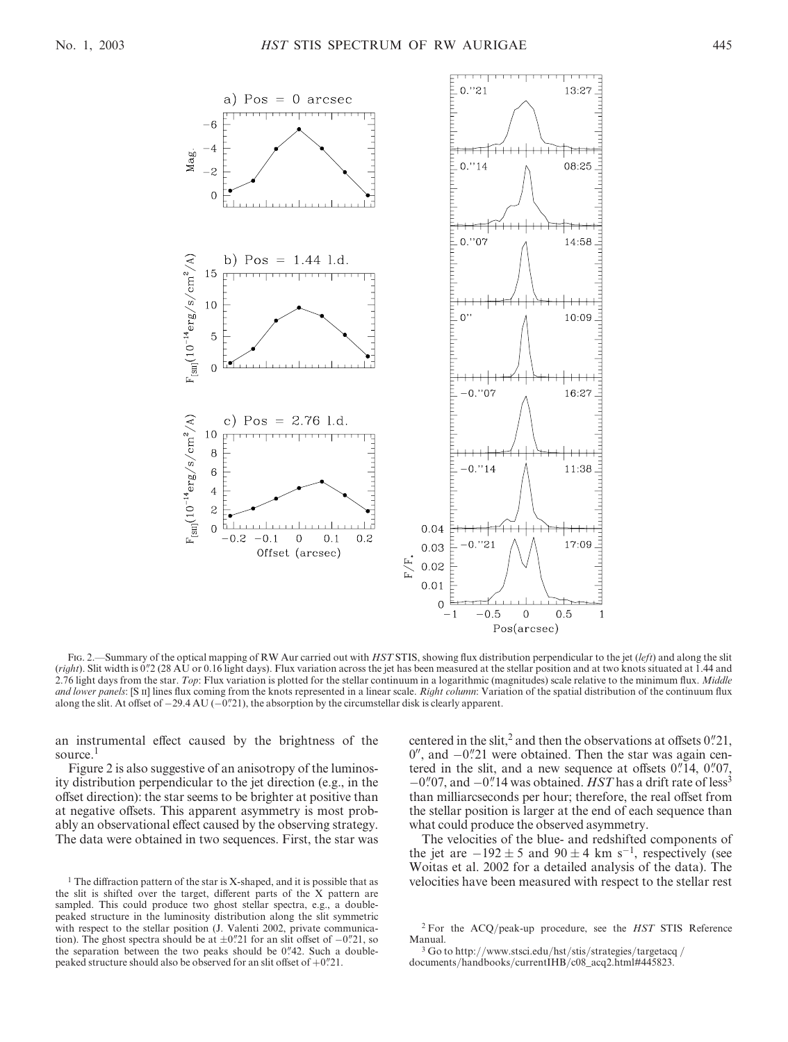Fig. 2.—Summary of the optical mapping of RW Aur carried out with *HST* STIS, showing flux distribution perpendicular to the jet (*left*) and along the slit (*right*). Slit width is 0.″2 (28 AU or 0.16 light days). Flux variation across the jet has been measured at the stellar position and at two knots situated at 1.44 and 2.76 light days from the star. *Top*: Flux variation is plotted for the stellar continuum in a logarithmic (magnitudes) scale relative to the minimum flux. *Middle and lower panels*: [S II] lines flux coming from the knots represented in a linear scale. *Right column*: Variation of the spatial distribution of the continuum flux along the slit. At offset of −29.4 AU (−0.″21), the absorption by the circumstellar disk is clearly apparent.

an instrumental effect caused by the brightness of the source.[1]

Figure 2 is also suggestive of an anisotropy of the luminosity distribution perpendicular to the jet direction (e.g., in the offset direction): the star seems to be brighter at positive than at negative offsets. This apparent asymmetry is most probably an observational effect caused by the observing strategy. The data were obtained in two sequences. First, the star was centered in the slit,[2] and then the observations at offsets 0.″21, 0″, and −0.″21 were obtained. Then the star was again centered in the slit, and a new sequence at offsets 0.″14, 0.″07, −0.″07, and −0.″14 was obtained. *HST* has a drift rate of less[3] than milliarcseconds per hour; therefore, the real offset from the stellar position is larger at the end of each sequence than what could produce the observed asymmetry.

The velocities of the blue- and redshifted components of the jet are $-192 \pm 5$ and $90 \pm 4$ km s$^{-1}$, respectively (see Woitas et al. 2002 for a detailed analysis of the data). The velocities have been measured with respect to the stellar rest

[1] The diffraction pattern of the star is X-shaped, and it is possible that as the slit is shifted over the target, different parts of the X pattern are sampled. This could produce two ghost stellar spectra, e.g., a double-peaked structure in the luminosity distribution along the slit symmetric with respect to the stellar position (J. Valenti 2002, private communication). The ghost spectra should be at ±0.″21 for an slit offset of −0.″21, so the separation between the two peaks should be 0.″42. Such a double-peaked structure should also be observed for an slit offset of +0.″21.

[2] For the ACQ/peak-up procedure, see the *HST* STIS Reference Manual.

[3] Go to http://www.stsci.edu/hst/stis/strategies/targetacq/documents/handbooks/currentIHB/c08_acq2.html#445823.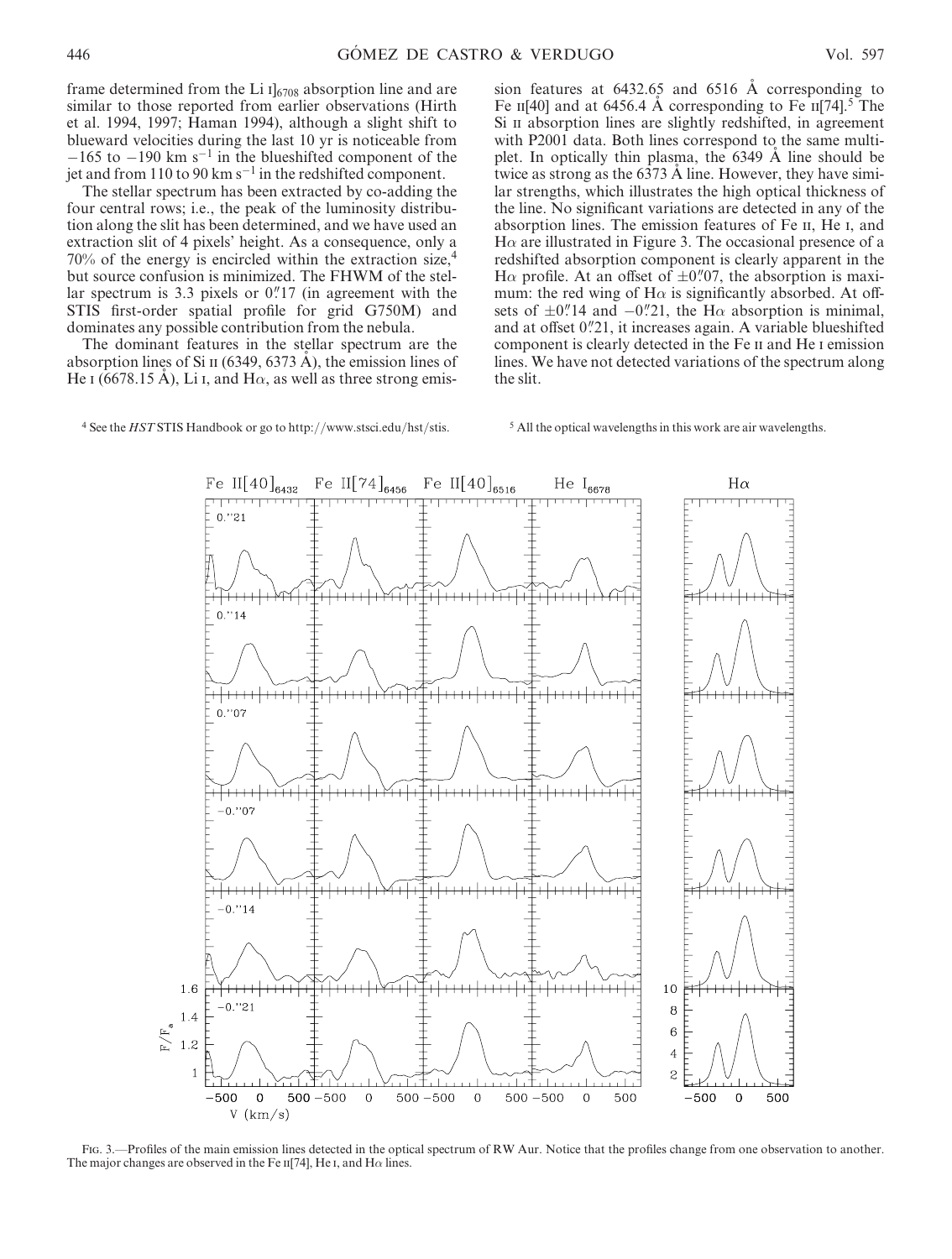frame determined from the Li I]$_{6708}$ absorption line and are similar to those reported from earlier observations (Hirth et al. 1994, 1997; Haman 1994), although a slight shift to blueward velocities during the last 10 yr is noticeable from $-165$ to $-190$ km s$^{-1}$ in the blueshifted component of the jet and from 110 to 90 km s$^{-1}$ in the redshifted component.

The stellar spectrum has been extracted by co-adding the four central rows; i.e., the peak of the luminosity distribution along the slit has been determined, and we have used an extraction slit of 4 pixels' height. As a consequence, only a 70% of the energy is encircled within the extraction size,[4] but source confusion is minimized. The FHWM of the stellar spectrum is 3.3 pixels or 0''17 (in agreement with the STIS first-order spatial profile for grid G750M) and dominates any possible contribution from the nebula.

The dominant features in the stellar spectrum are the absorption lines of Si II (6349, 6373 Å), the emission lines of He I (6678.15 Å), Li I, and H$\alpha$, as well as three strong emission features at 6432.65 and 6516 Å corresponding to Fe II[40] and at 6456.4 Å corresponding to Fe II[74].[5] The Si II absorption lines are slightly redshifted, in agreement with P2001 data. Both lines correspond to the same multiplet. In optically thin plasma, the 6349 Å line should be twice as strong as the 6373 Å line. However, they have similar strengths, which illustrates the high optical thickness of the line. No significant variations are detected in any of the absorption lines. The emission features of Fe II, He I, and H$\alpha$ are illustrated in Figure 3. The occasional presence of a redshifted absorption component is clearly apparent in the H$\alpha$ profile. At an offset of $\pm$0''07, the absorption is maximum: the red wing of H$\alpha$ is significantly absorbed. At offsets of $\pm$0''14 and $-$0''21, the H$\alpha$ absorption is minimal, and at offset 0''21, it increases again. A variable blueshifted component is clearly detected in the Fe II and He I emission lines. We have not detected variations of the spectrum along the slit.

[4] See the *HST* STIS Handbook or go to http://www.stsci.edu/hst/stis.

[5] All the optical wavelengths in this work are air wavelengths.

Fig. 3.—Profiles of the main emission lines detected in the optical spectrum of RW Aur. Notice that the profiles change from one observation to another. The major changes are observed in the Fe II[74], He I, and H$\alpha$ lines.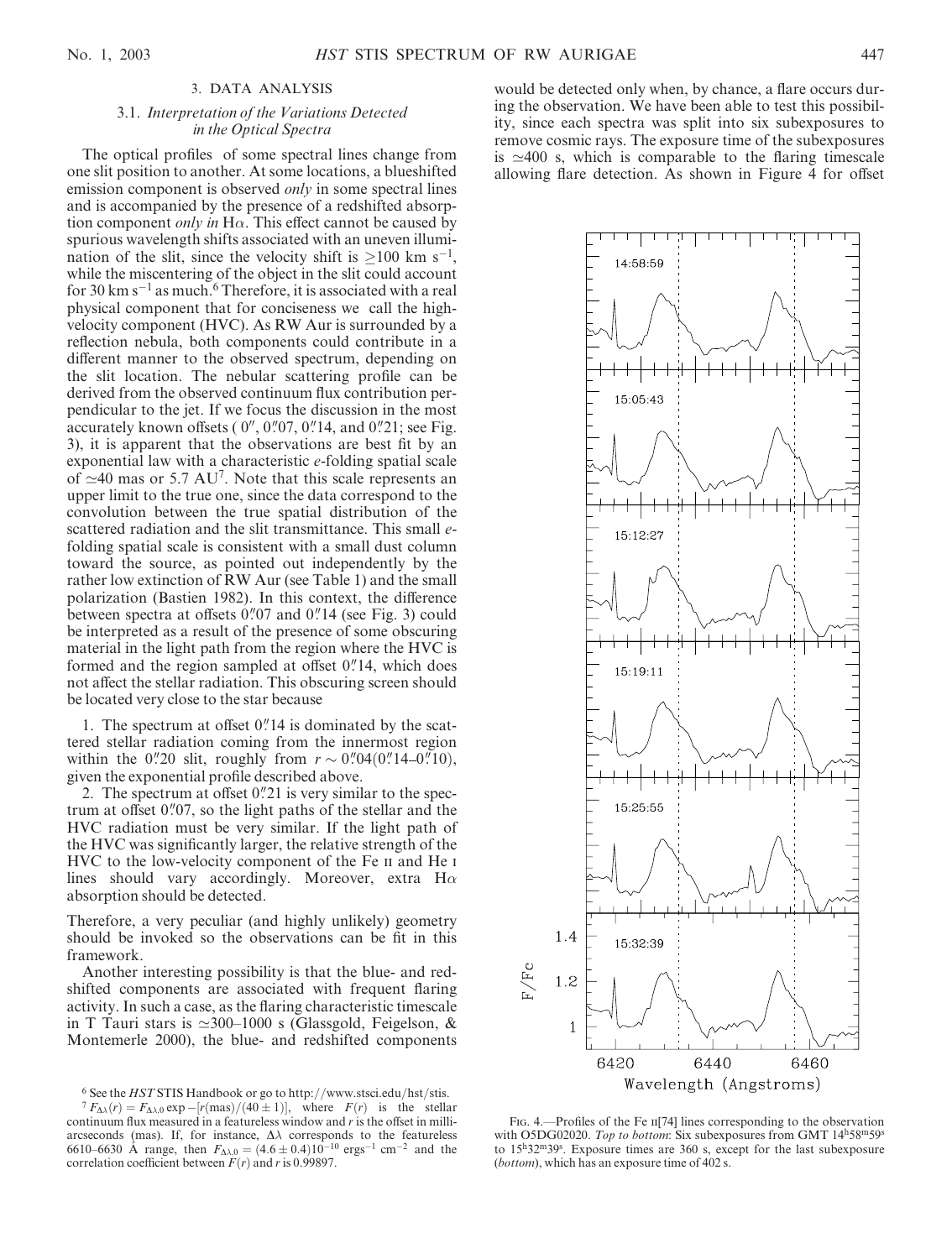## 3. DATA ANALYSIS

### 3.1. *Interpretation of the Variations Detected in the Optical Spectra*

The optical profiles of some spectral lines change from one slit position to another. At some locations, a blueshifted emission component is observed *only* in some spectral lines and is accompanied by the presence of a redshifted absorption component *only in* Hα. This effect cannot be caused by spurious wavelength shifts associated with an uneven illumination of the slit, since the velocity shift is $\geq$100 km s$^{-1}$, while the miscentering of the object in the slit could account for 30 km s$^{-1}$ as much.[6] Therefore, it is associated with a real physical component that for conciseness we call the high-velocity component (HVC). As RW Aur is surrounded by a reflection nebula, both components could contribute in a different manner to the observed spectrum, depending on the slit location. The nebular scattering profile can be derived from the observed continuum flux contribution perpendicular to the jet. If we focus the discussion in the most accurately known offsets ( 0″, 0″.07, 0″.14, and 0″.21; see Fig. 3), it is apparent that the observations are best fit by an exponential law with a characteristic *e*-folding spatial scale of $\simeq$40 mas or 5.7 AU[7]. Note that this scale represents an upper limit to the true one, since the data correspond to the convolution between the true spatial distribution of the scattered radiation and the slit transmittance. This small *e*-folding spatial scale is consistent with a small dust column toward the source, as pointed out independently by the rather low extinction of RW Aur (see Table 1) and the small polarization (Bastien 1982). In this context, the difference between spectra at offsets 0″.07 and 0″.14 (see Fig. 3) could be interpreted as a result of the presence of some obscuring material in the light path from the region where the HVC is formed and the region sampled at offset 0″.14, which does not affect the stellar radiation. This obscuring screen should be located very close to the star because

1. The spectrum at offset 0″.14 is dominated by the scattered stellar radiation coming from the innermost region within the 0″.20 slit, roughly from $r \sim$ 0″.04(0″.14–0″.10), given the exponential profile described above.

2. The spectrum at offset 0″.21 is very similar to the spectrum at offset 0″.07, so the light paths of the stellar and the HVC radiation must be very similar. If the light path of the HVC was significantly larger, the relative strength of the HVC to the low-velocity component of the Fe II and He I lines should vary accordingly. Moreover, extra Hα absorption should be detected.

Therefore, a very peculiar (and highly unlikely) geometry should be invoked so the observations can be fit in this framework.

Another interesting possibility is that the blue- and redshifted components are associated with frequent flaring activity. In such a case, as the flaring characteristic timescale in T Tauri stars is $\simeq$300–1000 s (Glassgold, Feigelson, & Montemerle 2000), the blue- and redshifted components would be detected only when, by chance, a flare occurs during the observation. We have been able to test this possibility, since each spectra was split into six subexposures to remove cosmic rays. The exposure time of the subexposures is $\simeq$400 s, which is comparable to the flaring timescale allowing flare detection. As shown in Figure 4 for offset

FIG. 4.—Profiles of the Fe II[74] lines corresponding to the observation with O5DG02020. *Top to bottom*: Six subexposures from GMT 14$^{h}$58$^{m}$59$^{s}$ to 15$^{h}$32$^{m}$39$^{s}$. Exposure times are 360 s, except for the last subexposure (*bottom*), which has an exposure time of 402 s.

[6] See the *HST* STIS Handbook or go to http://www.stsci.edu/hst/stis.

[7] $F_{\Delta\lambda}(r) = F_{\Delta\lambda,0} \exp -[r(\text{mas})/(40 \pm 1)]$, where $F(r)$ is the stellar continuum flux measured in a featureless window and $r$ is the offset in milliarcseconds (mas). If, for instance, $\Delta\lambda$ corresponds to the featureless 6610–6630 Å range, then $F_{\Delta\lambda,0} = (4.6 \pm 0.4)10^{-10}$ ergs$^{-1}$ cm$^{-2}$ and the correlation coefficient between $F(r)$ and $r$ is 0.99897.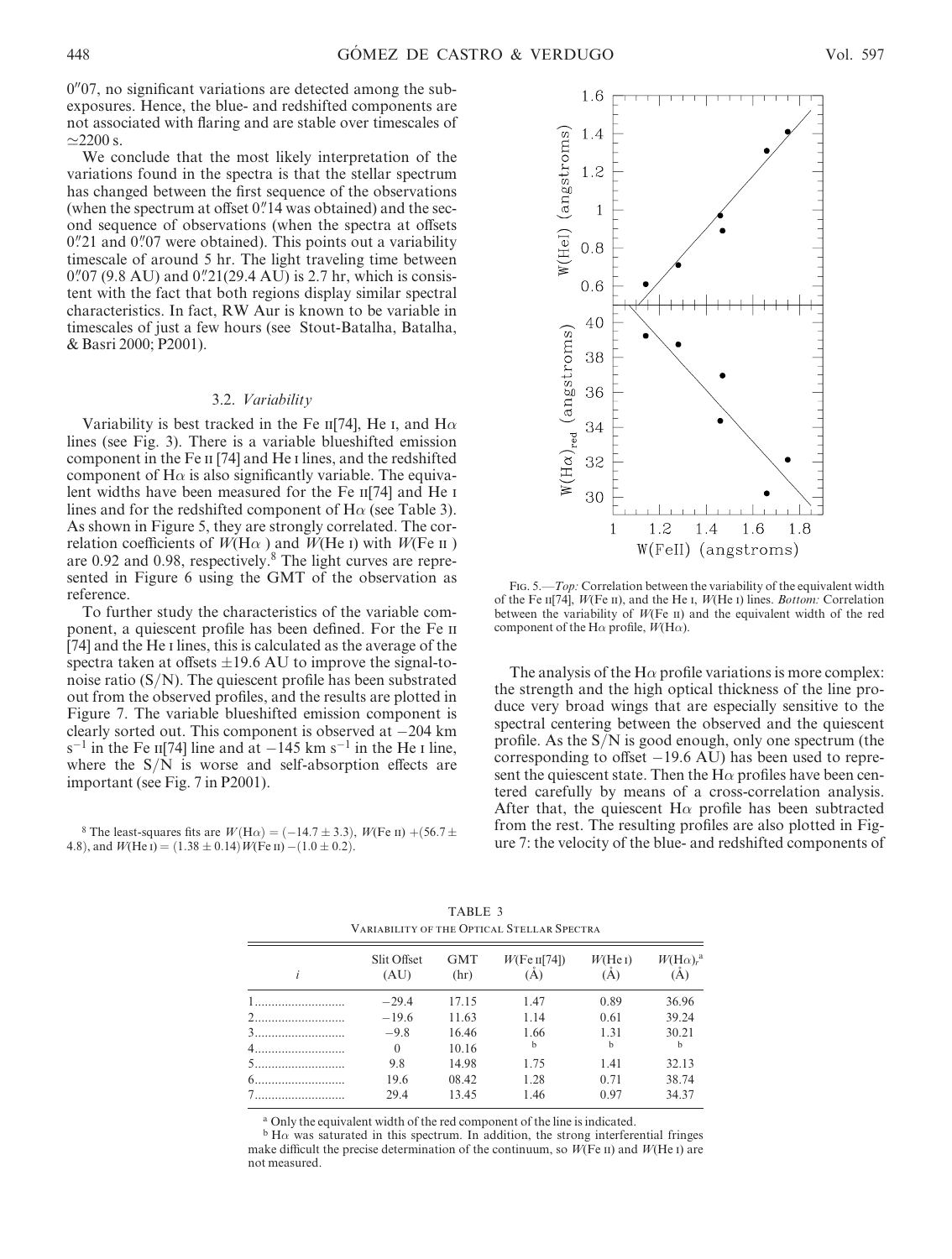0″07, no significant variations are detected among the subexposures. Hence, the blue- and redshifted components are not associated with flaring and are stable over timescales of $\simeq$2200 s.

We conclude that the most likely interpretation of the variations found in the spectra is that the stellar spectrum has changed between the first sequence of the observations (when the spectrum at offset 0″14 was obtained) and the second sequence of observations (when the spectra at offsets 0″21 and 0″07 were obtained). This points out a variability timescale of around 5 hr. The light traveling time between 0″07 (9.8 AU) and 0″21(29.4 AU) is 2.7 hr, which is consistent with the fact that both regions display similar spectral characteristics. In fact, RW Aur is known to be variable in timescales of just a few hours (see Stout-Batalha, Batalha, & Basri 2000; P2001).

### 3.2. *Variability*

Variability is best tracked in the Fe II[74], He I, and H$\alpha$ lines (see Fig. 3). There is a variable blueshifted emission component in the Fe II [74] and He I lines, and the redshifted component of H$\alpha$ is also significantly variable. The equivalent widths have been measured for the Fe II[74] and He I lines and for the redshifted component of H$\alpha$ (see Table 3). As shown in Figure 5, they are strongly correlated. The correlation coefficients of $W$(H$\alpha$ ) and $W$(He I) with $W$(Fe II ) are 0.92 and 0.98, respectively.[8] The light curves are represented in Figure 6 using the GMT of the observation as reference.

To further study the characteristics of the variable component, a quiescent profile has been defined. For the Fe II [74] and the He I lines, this is calculated as the average of the spectra taken at offsets $\pm$19.6 AU to improve the signal-to-noise ratio (S/N). The quiescent profile has been substrated out from the observed profiles, and the results are plotted in Figure 7. The variable blueshifted emission component is clearly sorted out. This component is observed at $-204$ km s$^{-1}$ in the Fe II[74] line and at $-145$ km s$^{-1}$ in the He I line, where the S/N is worse and self-absorption effects are important (see Fig. 7 in P2001).

[8] The least-squares fits are $W(\mathrm{H}\alpha) = (-14.7 \pm 3.3)$, $W(\mathrm{Fe\ II}) + (56.7 \pm 4.8)$, and $W(\mathrm{He\ I}) = (1.38 \pm 0.14) W(\mathrm{Fe\ II}) - (1.0 \pm 0.2)$.

Fig. 5.—*Top:* Correlation between the variability of the equivalent width of the Fe II[74], $W$(Fe II), and the He I, $W$(He I) lines. *Bottom:* Correlation between the variability of $W$(Fe II) and the equivalent width of the red component of the H$\alpha$ profile, $W$(H$\alpha$).

The analysis of the H$\alpha$ profile variations is more complex: the strength and the high optical thickness of the line produce very broad wings that are especially sensitive to the spectral centering between the observed and the quiescent profile. As the S/N is good enough, only one spectrum (the corresponding to offset $-19.6$ AU) has been used to represent the quiescent state. Then the H$\alpha$ profiles have been centered carefully by means of a cross-correlation analysis. After that, the quiescent H$\alpha$ profile has been subtracted from the rest. The resulting profiles are also plotted in Figure 7: the velocity of the blue- and redshifted components of

TABLE 3  
Variability of the Optical Stellar Spectra

| $i$ | Slit Offset (AU) | GMT (hr) | $W$(Fe II[74]) (Å) | $W$(He I) (Å) | $W(\mathrm{H}\alpha)_r$[a] (Å) |
|---|---|---|---|---|---|
| 1 | −29.4 | 17.15 | 1.47 | 0.89 | 36.96 |
| 2 | −19.6 | 11.63 | 1.14 | 0.61 | 39.24 |
| 3 | −9.8 | 16.46 | 1.66 | 1.31 | 30.21 |
| 4 | 0 | 10.16 | [b] | [b] | [b] |
| 5 | 9.8 | 14.98 | 1.75 | 1.41 | 32.13 |
| 6 | 19.6 | 08.42 | 1.28 | 0.71 | 38.74 |
| 7 | 29.4 | 13.45 | 1.46 | 0.97 | 34.37 |

[a] Only the equivalent width of the red component of the line is indicated.

[b] H$\alpha$ was saturated in this spectrum. In addition, the strong interferential fringes make difficult the precise determination of the continuum, so $W$(Fe II) and $W$(He I) are not measured.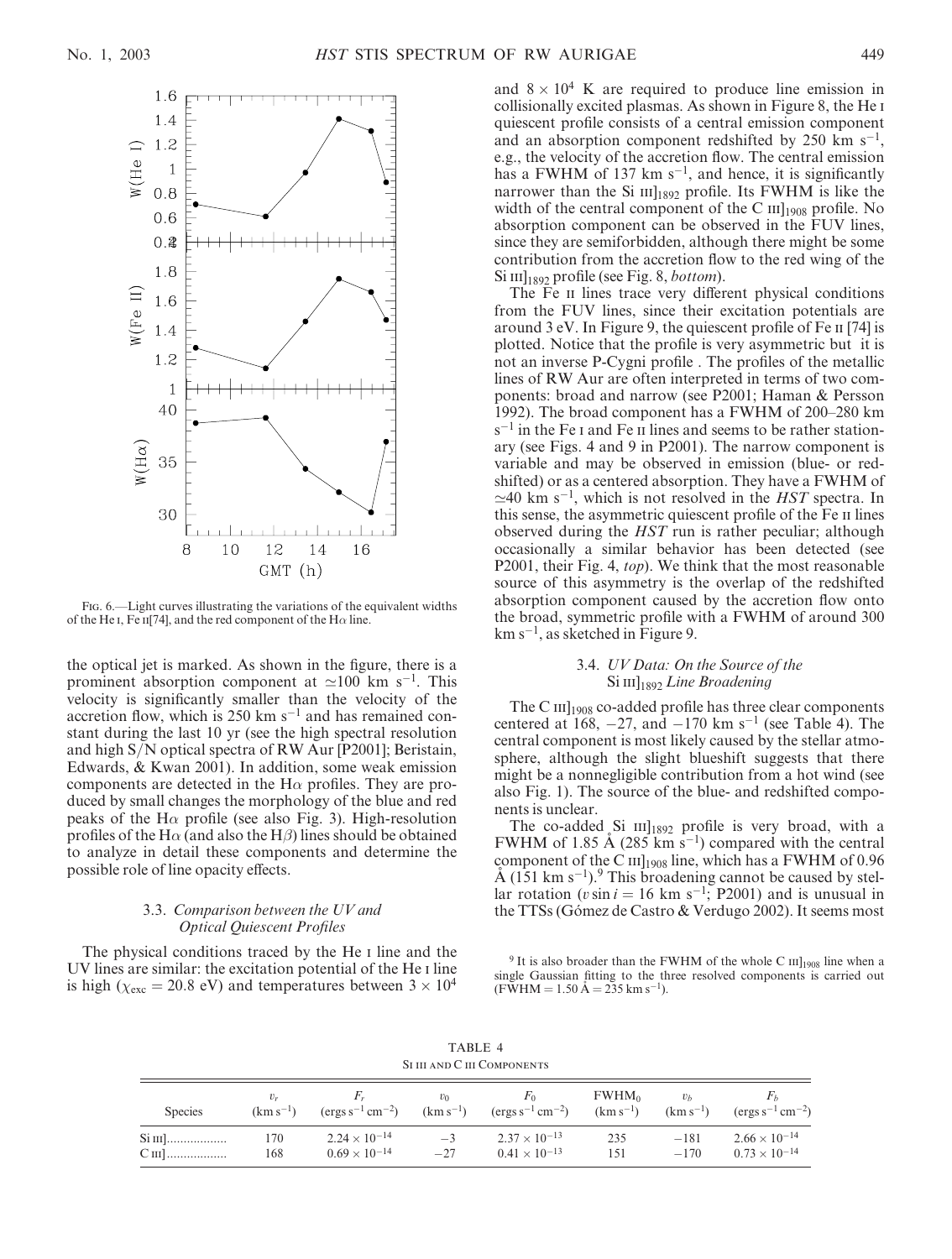FIG. 6.—Light curves illustrating the variations of the equivalent widths of the He I, Fe II[74], and the red component of the Hα line.

the optical jet is marked. As shown in the figure, there is a prominent absorption component at $\simeq$100 km s$^{-1}$. This velocity is significantly smaller than the velocity of the accretion flow, which is 250 km s$^{-1}$ and has remained constant during the last 10 yr (see the high spectral resolution and high S/N optical spectra of RW Aur [P2001]; Beristain, Edwards, & Kwan 2001). In addition, some weak emission components are detected in the Hα profiles. They are produced by small changes the morphology of the blue and red peaks of the Hα profile (see also Fig. 3). High-resolution profiles of the Hα (and also the Hβ) lines should be obtained to analyze in detail these components and determine the possible role of line opacity effects.

### 3.3. *Comparison between the UV and Optical Quiescent Profiles*

The physical conditions traced by the He I line and the UV lines are similar: the excitation potential of the He I line is high ($\chi_{\rm exc}$ = 20.8 eV) and temperatures between $3 \times 10^4$ and $8 \times 10^4$ K are required to produce line emission in collisionally excited plasmas. As shown in Figure 8, the He I quiescent profile consists of a central emission component and an absorption component redshifted by 250 km s$^{-1}$, e.g., the velocity of the accretion flow. The central emission has a FWHM of 137 km s$^{-1}$, and hence, it is significantly narrower than the Si III]$_{1892}$ profile. Its FWHM is like the width of the central component of the C III]$_{1908}$ profile. No absorption component can be observed in the FUV lines, since they are semiforbidden, although there might be some contribution from the accretion flow to the red wing of the Si III]$_{1892}$ profile (see Fig. 8, *bottom*).

The Fe II lines trace very different physical conditions from the FUV lines, since their excitation potentials are around 3 eV. In Figure 9, the quiescent profile of Fe II [74] is plotted. Notice that the profile is very asymmetric but it is not an inverse P-Cygni profile . The profiles of the metallic lines of RW Aur are often interpreted in terms of two components: broad and narrow (see P2001; Haman & Persson 1992). The broad component has a FWHM of 200–280 km s$^{-1}$ in the Fe I and Fe II lines and seems to be rather stationary (see Figs. 4 and 9 in P2001). The narrow component is variable and may be observed in emission (blue- or redshifted) or as a centered absorption. They have a FWHM of $\simeq$40 km s$^{-1}$, which is not resolved in the *HST* spectra. In this sense, the asymmetric quiescent profile of the Fe II lines observed during the *HST* run is rather peculiar; although occasionally a similar behavior has been detected (see P2001, their Fig. 4, *top*). We think that the most reasonable source of this asymmetry is the overlap of the redshifted absorption component caused by the accretion flow onto the broad, symmetric profile with a FWHM of around 300 km s$^{-1}$, as sketched in Figure 9.

### 3.4. *UV Data: On the Source of the* Si III]$_{1892}$ *Line Broadening*

The C III]$_{1908}$ co-added profile has three clear components centered at 168, $-27$, and $-170$ km s$^{-1}$ (see Table 4). The central component is most likely caused by the stellar atmosphere, although the slight blueshift suggests that there might be a nonnegligible contribution from a hot wind (see also Fig. 1). The source of the blue- and redshifted components is unclear.

The co-added Si III]$_{1892}$ profile is very broad, with a FWHM of 1.85 Å (285 km s$^{-1}$) compared with the central component of the C III]$_{1908}$ line, which has a FWHM of 0.96 Å (151 km s$^{-1}$).[9] This broadening cannot be caused by stellar rotation ($v \sin i$ = 16 km s$^{-1}$; P2001) and is unusual in the TTSs (Gómez de Castro & Verdugo 2002). It seems most

[9] It is also broader than the FWHM of the whole C III]$_{1908}$ line when a single Gaussian fitting to the three resolved components is carried out (FWHM = 1.50 Å = 235 km s$^{-1}$).

TABLE 4
Si III AND C III COMPONENTS

| Species | $v_r$ (km s$^{-1}$) | $F_r$ (ergs s$^{-1}$ cm$^{-2}$) | $v_0$ (km s$^{-1}$) | $F_0$ (ergs s$^{-1}$ cm$^{-2}$) | FWHM$_0$ (km s$^{-1}$) | $v_b$ (km s$^{-1}$) | $F_b$ (ergs s$^{-1}$ cm$^{-2}$) |
|---|---|---|---|---|---|---|---|
| Si III] | 170 | $2.24 \times 10^{-14}$ | $-3$ | $2.37 \times 10^{-13}$ | 235 | $-181$ | $2.66 \times 10^{-14}$ |
| C III] | 168 | $0.69 \times 10^{-14}$ | $-27$ | $0.41 \times 10^{-13}$ | 151 | $-170$ | $0.73 \times 10^{-14}$ |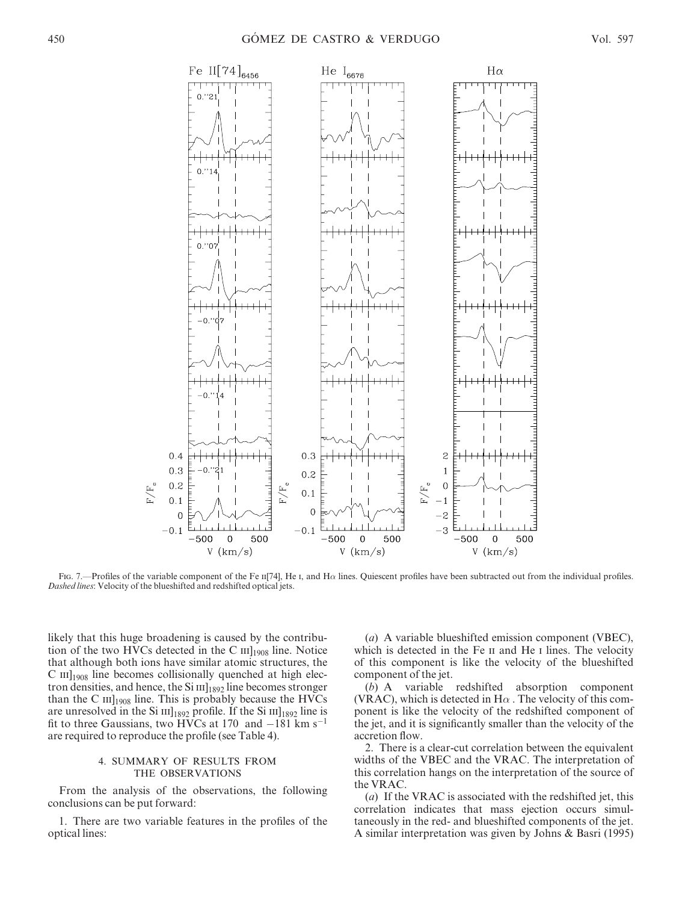FIG. 7.—Profiles of the variable component of the Fe II[74], He I, and Hα lines. Quiescent profiles have been subtracted out from the individual profiles. *Dashed lines*: Velocity of the blueshifted and redshifted optical jets.

likely that this huge broadening is caused by the contribution of the two HVCs detected in the C III]$_{1908}$ line. Notice that although both ions have similar atomic structures, the C III]$_{1908}$ line becomes collisionally quenched at high electron densities, and hence, the Si III]$_{1892}$ line becomes stronger than the C III]$_{1908}$ line. This is probably because the HVCs are unresolved in the Si III]$_{1892}$ profile. If the Si III]$_{1892}$ line is fit to three Gaussians, two HVCs at 170 and −181 km s$^{-1}$ are required to reproduce the profile (see Table 4).

## 4. SUMMARY OF RESULTS FROM THE OBSERVATIONS

From the analysis of the observations, the following conclusions can be put forward:

1. There are two variable features in the profiles of the optical lines:

(*a*) A variable blueshifted emission component (VBEC), which is detected in the Fe II and He I lines. The velocity of this component is like the velocity of the blueshifted component of the jet.

(*b*) A variable redshifted absorption component (VRAC), which is detected in Hα. The velocity of this component is like the velocity of the redshifted component of the jet, and it is significantly smaller than the velocity of the accretion flow.

2. There is a clear-cut correlation between the equivalent widths of the VBEC and the VRAC. The interpretation of this correlation hangs on the interpretation of the source of the VRAC.

(*a*) If the VRAC is associated with the redshifted jet, this correlation indicates that mass ejection occurs simultaneously in the red- and blueshifted components of the jet. A similar interpretation was given by Johns & Basri (1995)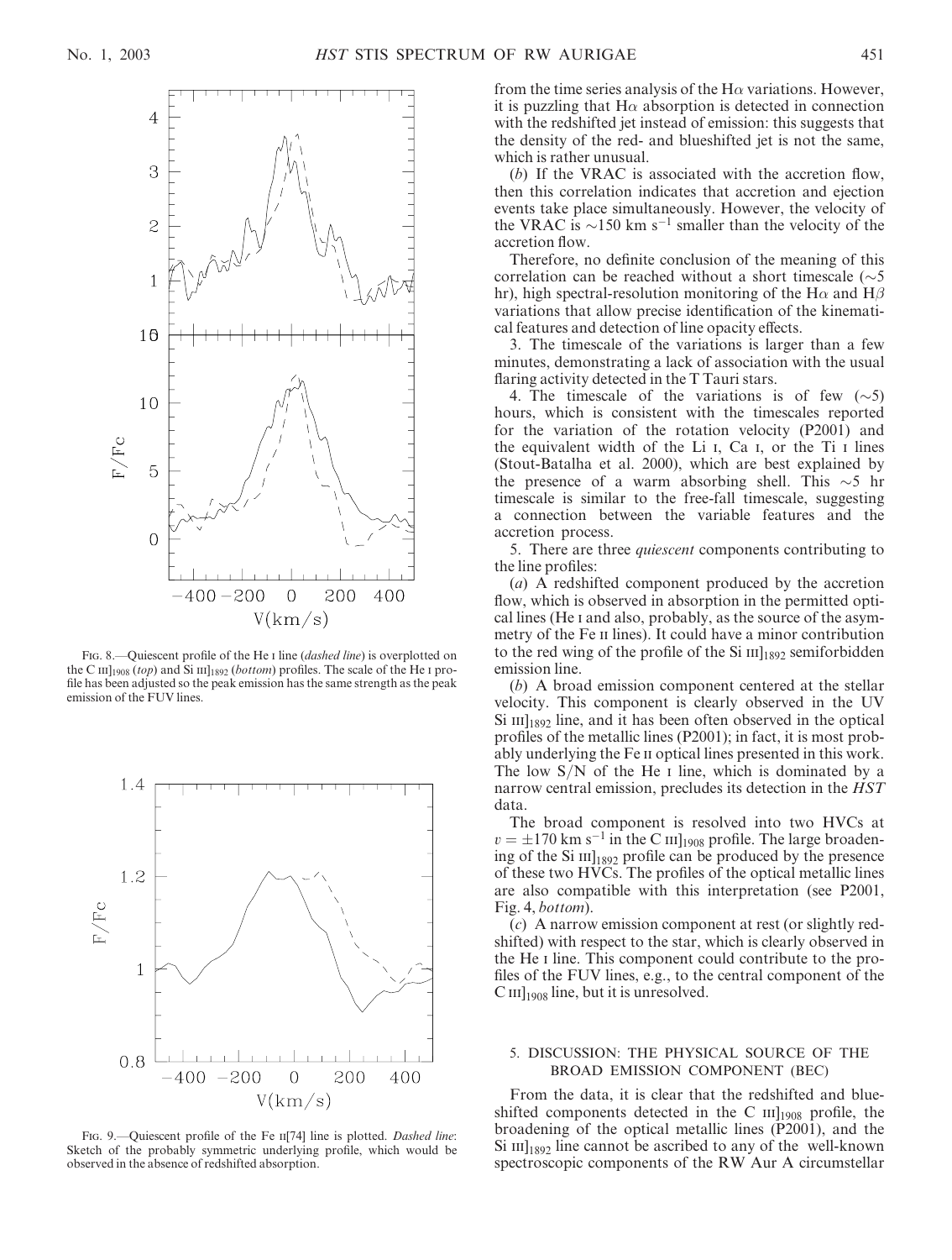Fig. 8.—Quiescent profile of the He I line (*dashed line*) is overplotted on the C III]$_{1908}$ (*top*) and Si III]$_{1892}$ (*bottom*) profiles. The scale of the He I profile has been adjusted so the peak emission has the same strength as the peak emission of the FUV lines.

Fig. 9.—Quiescent profile of the Fe II[74] line is plotted. *Dashed line*: Sketch of the probably symmetric underlying profile, which would be observed in the absence of redshifted absorption.

from the time series analysis of the H$\alpha$ variations. However, it is puzzling that H$\alpha$ absorption is detected in connection with the redshifted jet instead of emission: this suggests that the density of the red- and blueshifted jet is not the same, which is rather unusual.

(*b*) If the VRAC is associated with the accretion flow, then this correlation indicates that accretion and ejection events take place simultaneously. However, the velocity of the VRAC is $\sim$150 km s$^{-1}$ smaller than the velocity of the accretion flow.

Therefore, no definite conclusion of the meaning of this correlation can be reached without a short timescale ($\sim$5 hr), high spectral-resolution monitoring of the H$\alpha$ and H$\beta$ variations that allow precise identification of the kinematical features and detection of line opacity effects.

3. The timescale of the variations is larger than a few minutes, demonstrating a lack of association with the usual flaring activity detected in the T Tauri stars.

4. The timescale of the variations is of few ($\sim$5) hours, which is consistent with the timescales reported for the variation of the rotation velocity (P2001) and the equivalent width of the Li I, Ca I, or the Ti I lines (Stout-Batalha et al. 2000), which are best explained by the presence of a warm absorbing shell. This $\sim$5 hr timescale is similar to the free-fall timescale, suggesting a connection between the variable features and the accretion process.

5. There are three *quiescent* components contributing to the line profiles:

(*a*) A redshifted component produced by the accretion flow, which is observed in absorption in the permitted optical lines (He I and also, probably, as the source of the asymmetry of the Fe II lines). It could have a minor contribution to the red wing of the profile of the Si III]$_{1892}$ semiforbidden emission line.

(*b*) A broad emission component centered at the stellar velocity. This component is clearly observed in the UV Si III]$_{1892}$ line, and it has been often observed in the optical profiles of the metallic lines (P2001); in fact, it is most probably underlying the Fe II optical lines presented in this work. The low S/N of the He I line, which is dominated by a narrow central emission, precludes its detection in the *HST* data.

The broad component is resolved into two HVCs at $v = \pm170$ km s$^{-1}$ in the C III]$_{1908}$ profile. The large broadening of the Si III]$_{1892}$ profile can be produced by the presence of these two HVCs. The profiles of the optical metallic lines are also compatible with this interpretation (see P2001, Fig. 4, *bottom*).

(*c*) A narrow emission component at rest (or slightly redshifted) with respect to the star, which is clearly observed in the He I line. This component could contribute to the profiles of the FUV lines, e.g., to the central component of the C III]$_{1908}$ line, but it is unresolved.

## 5. DISCUSSION: THE PHYSICAL SOURCE OF THE BROAD EMISSION COMPONENT (BEC)

From the data, it is clear that the redshifted and blueshifted components detected in the C III]$_{1908}$ profile, the broadening of the optical metallic lines (P2001), and the Si III]$_{1892}$ line cannot be ascribed to any of the well-known spectroscopic components of the RW Aur A circumstellar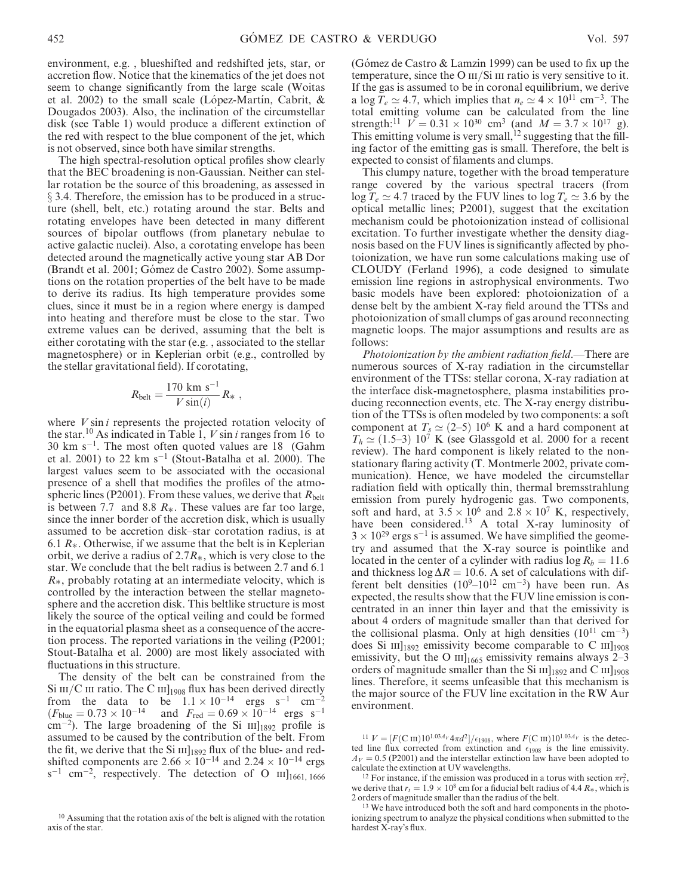environment, e.g. , blueshifted and redshifted jets, star, or accretion flow. Notice that the kinematics of the jet does not seem to change significantly from the large scale (Woitas et al. 2002) to the small scale (López-Martín, Cabrit, & Dougados 2003). Also, the inclination of the circumstellar disk (see Table 1) would produce a different extinction of the red with respect to the blue component of the jet, which is not observed, since both have similar strengths.

The high spectral-resolution optical profiles show clearly that the BEC broadening is non-Gaussian. Neither can stellar rotation be the source of this broadening, as assessed in § 3.4. Therefore, the emission has to be produced in a structure (shell, belt, etc.) rotating around the star. Belts and rotating envelopes have been detected in many different sources of bipolar outflows (from planetary nebulae to active galactic nuclei). Also, a corotating envelope has been detected around the magnetically active young star AB Dor (Brandt et al. 2001; Gómez de Castro 2002). Some assumptions on the rotation properties of the belt have to be made to derive its radius. Its high temperature provides some clues, since it must be in a region where energy is damped into heating and therefore must be close to the star. Two extreme values can be derived, assuming that the belt is either corotating with the star (e.g. , associated to the stellar magnetosphere) or in Keplerian orbit (e.g., controlled by the stellar gravitational field). If corotating,

$$R_{\rm belt} = \frac{170 \ {\rm km \ s^{-1}}}{V \sin(i)} R_* \ ,$$

where $V \sin i$ represents the projected rotation velocity of the star.[10] As indicated in Table 1, $V \sin i$ ranges from 16 to 30 km $s^{-1}$. The most often quoted values are 18 (Gahm et al. 2001) to 22 km $s^{-1}$ (Stout-Batalha et al. 2000). The largest values seem to be associated with the occasional presence of a shell that modifies the profiles of the atmospheric lines (P2001). From these values, we derive that $R_{\rm belt}$ is between 7.7 and 8.8 $R_*$. These values are far too large, since the inner border of the accretion disk, which is usually assumed to be accretion disk–star corotation radius, is at 6.1 $R_*$. Otherwise, if we assume that the belt is in Keplerian orbit, we derive a radius of $2.7R_*$, which is very close to the star. We conclude that the belt radius is between 2.7 and 6.1 $R_*$, probably rotating at an intermediate velocity, which is controlled by the interaction between the stellar magnetosphere and the accretion disk. This beltlike structure is most likely the source of the optical veiling and could be formed in the equatorial plasma sheet as a consequence of the accretion process. The reported variations in the veiling (P2001; Stout-Batalha et al. 2000) are most likely associated with fluctuations in this structure.

The density of the belt can be constrained from the Si III/C III ratio. The C III]$_{1908}$ flux has been derived directly from the data to be $1.1 \times 10^{-14}$ ergs $s^{-1}$ $cm^{-2}$ ($F_{\rm blue} = 0.73 \times 10^{-14}$ and $F_{\rm red} = 0.69 \times 10^{-14}$ ergs $s^{-1}$ $cm^{-2}$). The large broadening of the Si III]$_{1892}$ profile is assumed to be caused by the contribution of the belt. From the fit, we derive that the Si III]$_{1892}$ flux of the blue- and redshifted components are $2.66 \times 10^{-14}$ and $2.24 \times 10^{-14}$ ergs $s^{-1}$ $cm^{-2}$, respectively. The detection of O III]$_{1661,\,1666}$ (Gómez de Castro & Lamzin 1999) can be used to fix up the temperature, since the O III/Si III ratio is very sensitive to it. If the gas is assumed to be in coronal equilibrium, we derive a $\log T_e \simeq 4.7$, which implies that $n_e \simeq 4 \times 10^{11}$ $cm^{-3}$. The total emitting volume can be calculated from the line strength:[11] $V = 0.31 \times 10^{30}$ $cm^3$ (and $M = 3.7 \times 10^{17}$ g). This emitting volume is very small,[12] suggesting that the filling factor of the emitting gas is small. Therefore, the belt is expected to consist of filaments and clumps.

This clumpy nature, together with the broad temperature range covered by the various spectral tracers (from $\log T_e \simeq 4.7$ traced by the FUV lines to $\log T_e \simeq 3.6$ by the optical metallic lines; P2001), suggest that the excitation mechanism could be photoionization instead of collisional excitation. To further investigate whether the density diagnosis based on the FUV lines is significantly affected by photoionization, we have run some calculations making use of CLOUDY (Ferland 1996), a code designed to simulate emission line regions in astrophysical environments. Two basic models have been explored: photoionization of a dense belt by the ambient X-ray field around the TTSs and photoionization of small clumps of gas around reconnecting magnetic loops. The major assumptions and results are as follows:

*Photoionization by the ambient radiation field*.—There are numerous sources of X-ray radiation in the circumstellar environment of the TTSs: stellar corona, X-ray radiation at the interface disk-magnetosphere, plasma instabilities producing reconnection events, etc. The X-ray energy distribution of the TTSs is often modeled by two components: a soft component at $T_s \simeq (2–5)\ 10^6$ K and a hard component at $T_h \simeq (1.5–3)\ 10^7$ K (see Glassgold et al. 2000 for a recent review). The hard component is likely related to the nonstationary flaring activity (T. Montmerle 2002, private communication). Hence, we have modeled the circumstellar radiation field with optically thin, thermal bremsstrahlung emission from purely hydrogenic gas. Two components, soft and hard, at $3.5 \times 10^6$ and $2.8 \times 10^7$ K, respectively, have been considered.[13] A total X-ray luminosity of $3 \times 10^{29}$ ergs $s^{-1}$ is assumed. We have simplified the geometry and assumed that the X-ray source is pointlike and located in the center of a cylinder with radius $\log R_b = 11.6$ and thickness $\log \Delta R = 10.6$. A set of calculations with different belt densities ($10^9$–$10^{12}$ $cm^{-3}$) have been run. As expected, the results show that the FUV line emission is concentrated in an inner thin layer and that the emissivity is about 4 orders of magnitude smaller than that derived for the collisional plasma. Only at high densities ($10^{11}$ $cm^{-3}$) does Si III]$_{1892}$ emissivity become comparable to C III]$_{1908}$ emissivity, but the O III]$_{1665}$ emissivity remains always 2–3 orders of magnitude smaller than the Si III]$_{1892}$ and C III]$_{1908}$ lines. Therefore, it seems unfeasible that this mechanism is the major source of the FUV line excitation in the RW Aur environment.

---

[10] Assuming that the rotation axis of the belt is aligned with the rotation axis of the star.

[11] $V = [F({\rm C\ III})10^{1.03A_V}4\pi d^2]/\epsilon_{1908}$, where $F({\rm C\ III})10^{1.03A_V}$ is the detected line flux corrected from extinction and $\epsilon_{1908}$ is the line emissivity. $A_V = 0.5$ (P2001) and the interstellar extinction law have been adopted to calculate the extinction at UV wavelengths.

[12] For instance, if the emission was produced in a torus with section $\pi r_t^2$, we derive that $r_t = 1.9 \times 10^8$ cm for a fiducial belt radius of 4.4 $R_*$, which is 2 orders of magnitude smaller than the radius of the belt.

[13] We have introduced both the soft and hard components in the photoionizing spectrum to analyze the physical conditions when submitted to the hardest X-ray's flux.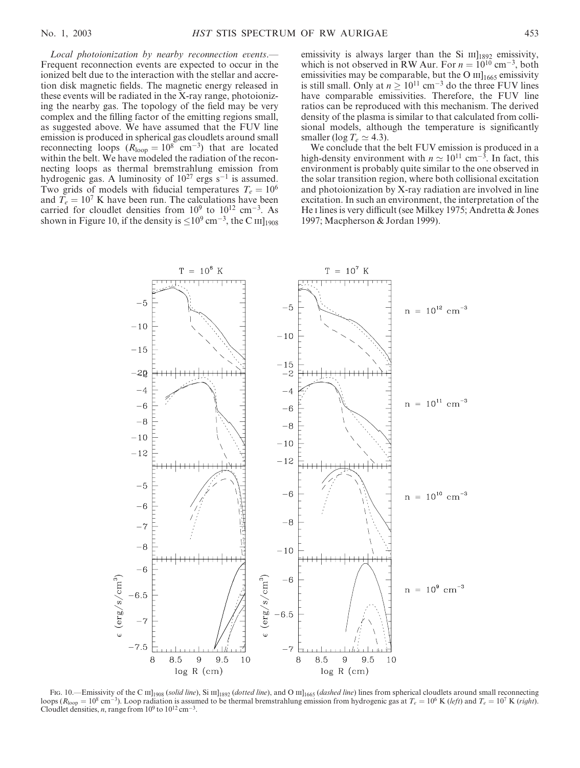*Local photoionization by nearby reconnection events.*—Frequent reconnection events are expected to occur in the ionized belt due to the interaction with the stellar and accretion disk magnetic fields. The magnetic energy released in these events will be radiated in the X-ray range, photoionizing the nearby gas. The topology of the field may be very complex and the filling factor of the emitting regions small, as suggested above. We have assumed that the FUV line emission is produced in spherical gas cloudlets around small reconnecting loops ($R_{\rm loop} = 10^8$ cm$^{-3}$) that are located within the belt. We have modeled the radiation of the reconnecting loops as thermal bremstrahlung emission from hydrogenic gas. A luminosity of $10^{27}$ ergs s$^{-1}$ is assumed. Two grids of models with fiducial temperatures $T_e = 10^6$ and $T_e = 10^7$ K have been run. The calculations have been carried for cloudlet densities from $10^9$ to $10^{12}$ cm$^{-3}$. As shown in Figure 10, if the density is $\lesssim 10^9$ cm$^{-3}$, the C III]$_{1908}$ emissivity is always larger than the Si III]$_{1892}$ emissivity, which is not observed in RW Aur. For $n = 10^{10}$ cm$^{-3}$, both emissivities may be comparable, but the O III]$_{1665}$ emissivity is still small. Only at $n \geq 10^{11}$ cm$^{-3}$ do the three FUV lines have comparable emissivities. Therefore, the FUV line ratios can be reproduced with this mechanism. The derived density of the plasma is similar to that calculated from collisional models, although the temperature is significantly smaller ($\log T_e \simeq 4.3$).

We conclude that the belt FUV emission is produced in a high-density environment with $n \simeq 10^{11}$ cm$^{-3}$. In fact, this environment is probably quite similar to the one observed in the solar transition region, where both collisional excitation and photoionization by X-ray radiation are involved in line excitation. In such an environment, the interpretation of the He I lines is very difficult (see Milkey 1975; Andretta & Jones 1997; Macpherson & Jordan 1999).

Fig. 10.—Emissivity of the C III]$_{1908}$ (*solid line*), Si III]$_{1892}$ (*dotted line*), and O III]$_{1665}$ (*dashed line*) lines from spherical cloudlets around small reconnecting loops ($R_{\rm loop} = 10^8$ cm$^{-3}$). Loop radiation is assumed to be thermal bremstrahlung emission from hydrogenic gas at $T_e = 10^6$ K (*left*) and $T_e = 10^7$ K (*right*). Cloudlet densities, $n$, range from $10^9$ to $10^{12}$ cm$^{-3}$.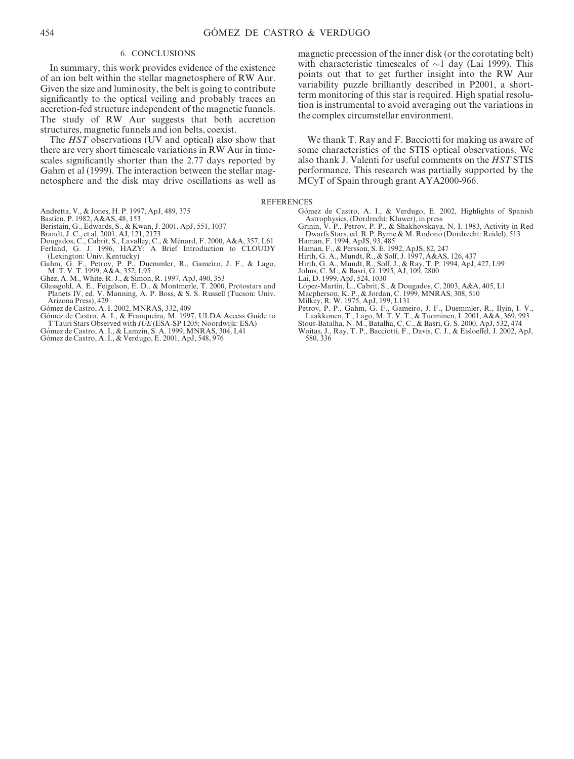## 6. CONCLUSIONS

In summary, this work provides evidence of the existence of an ion belt within the stellar magnetosphere of RW Aur. Given the size and luminosity, the belt is going to contribute significantly to the optical veiling and probably traces an accretion-fed structure independent of the magnetic funnels. The study of RW Aur suggests that both accretion structures, magnetic funnels and ion belts, coexist.

The *HST* observations (UV and optical) also show that there are very short timescale variations in RW Aur in timescales significantly shorter than the 2.77 days reported by Gahm et al (1999). The interaction between the stellar magnetosphere and the disk may drive oscillations as well as magnetic precession of the inner disk (or the corotating belt) with characteristic timescales of $\sim$1 day (Lai 1999). This points out that to get further insight into the RW Aur variability puzzle brilliantly described in P2001, a short-term monitoring of this star is required. High spatial resolution is instrumental to avoid averaging out the variations in the complex circumstellar environment.

We thank T. Ray and F. Bacciotti for making us aware of some characteristics of the STIS optical observations. We also thank J. Valenti for useful comments on the *HST* STIS performance. This research was partially supported by the MCyT of Spain through grant AYA2000-966.

## REFERENCES

Andretta, V., & Jones, H. P. 1997, ApJ, 489, 375
Bastien, P. 1982, A&AS, 48, 153
Beristain, G., Edwards, S., & Kwan, J. 2001, ApJ, 551, 1037
Brandt, J. C., et al. 2001, AJ, 121, 2173
Dougados, C., Cabrit, S., Lavalley, C., & Ménard, F. 2000, A&A, 357, L61
Ferland, G. J. 1996, HAZY: A Brief Introduction to CLOUDY (Lexington: Univ. Kentucky)
Gahm, G. F., Petrov, P. P., Duemmler, R., Gameiro, J. F., & Lago, M. T. V. T. 1999, A&A, 352, L95
Ghez, A. M., White, R. J., & Simon, R. 1997, ApJ, 490, 353
Glassgold, A. E., Feigelson, E. D., & Montmerle, T. 2000, Protostars and Planets IV, ed. V. Manning, A. P. Boss, & S. S. Russell (Tucson: Univ. Arizona Press), 429
Gómez de Castro, A. I. 2002, MNRAS, 332, 409
Gómez de Castro, A. I., & Franqueira, M. 1997, ULDA Access Guide to T Tauri Stars Observed with *IUE* (ESA-SP 1205; Noordwijk: ESA)
Gómez de Castro, A. I., & Lamzin, S. A. 1999, MNRAS, 304, L41
Gómez de Castro, A. I., & Verdugo, E. 2001, ApJ, 548, 976
Gómez de Castro, A. I., & Verdugo, E. 2002, Highlights of Spanish Astrophysics, (Dordrecht: Kluwer), in press
Grinin, V. P., Petrov, P. P., & Shakhovskaya, N. I. 1983, Activity in Red Dwarfs Stars, ed. B. P. Byrne & M. Rodonó (Dordrecht: Reidel), 513
Haman, F. 1994, ApJS, 93, 485
Haman, F., & Persson, S. E. 1992, ApJS, 82, 247
Hirth, G. A., Mundt, R., & Solf, J. 1997, A&AS, 126, 437
Hirth, G. A., Mundt, R., Solf, J., & Ray, T. P. 1994, ApJ, 427, L99
Johns, C. M., & Basri, G. 1995, AJ, 109, 2800
Lai, D. 1999, ApJ, 524, 1030
López-Martín, L., Cabrit, S., & Dougados, C. 2003, A&A, 405, L1
Macpherson, K. P., & Jordan, C. 1999, MNRAS, 308, 510
Milkey, R. W. 1975, ApJ, 199, L131
Petrov, P. P., Gahm, G. F., Gameiro, J. F., Duemmler, R., Ilyin, I. V., Laakkonen, T., Lago, M. T. V. T., & Tuominen, I. 2001, A&A, 369, 993
Stout-Batalha, N. M., Batalha, C. C., & Basri, G. S. 2000, ApJ, 532, 474
Woitas, J., Ray, T. P., Bacciotti, F., Davis, C. J., & Eisloeffel, J. 2002, ApJ, 580, 336